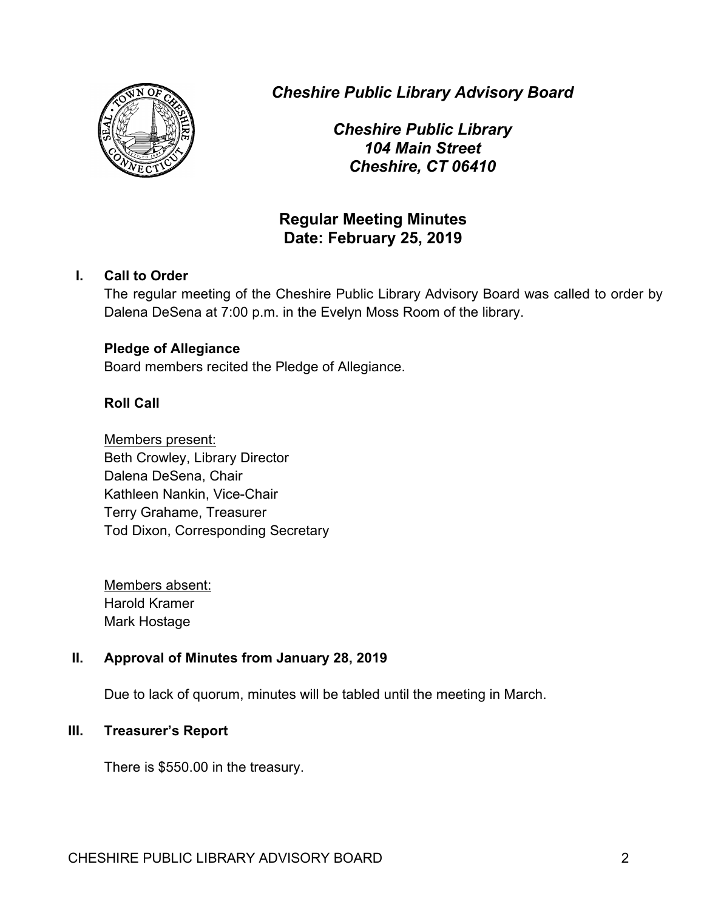*Cheshire Public Library Advisory Board*

*Cheshire Public Library*
*104 Main Street*
*Cheshire, CT 06410*

## Regular Meeting Minutes
## Date: February 25, 2019

### I. Call to Order

The regular meeting of the Cheshire Public Library Advisory Board was called to order by Dalena DeSena at 7:00 p.m. in the Evelyn Moss Room of the library.

**Pledge of Allegiance**

Board members recited the Pledge of Allegiance.

**Roll Call**

Members present:
Beth Crowley, Library Director
Dalena DeSena, Chair
Kathleen Nankin, Vice-Chair
Terry Grahame, Treasurer
Tod Dixon, Corresponding Secretary

Members absent:
Harold Kramer
Mark Hostage

### II. Approval of Minutes from January 28, 2019

Due to lack of quorum, minutes will be tabled until the meeting in March.

### III. Treasurer's Report

There is $550.00 in the treasury.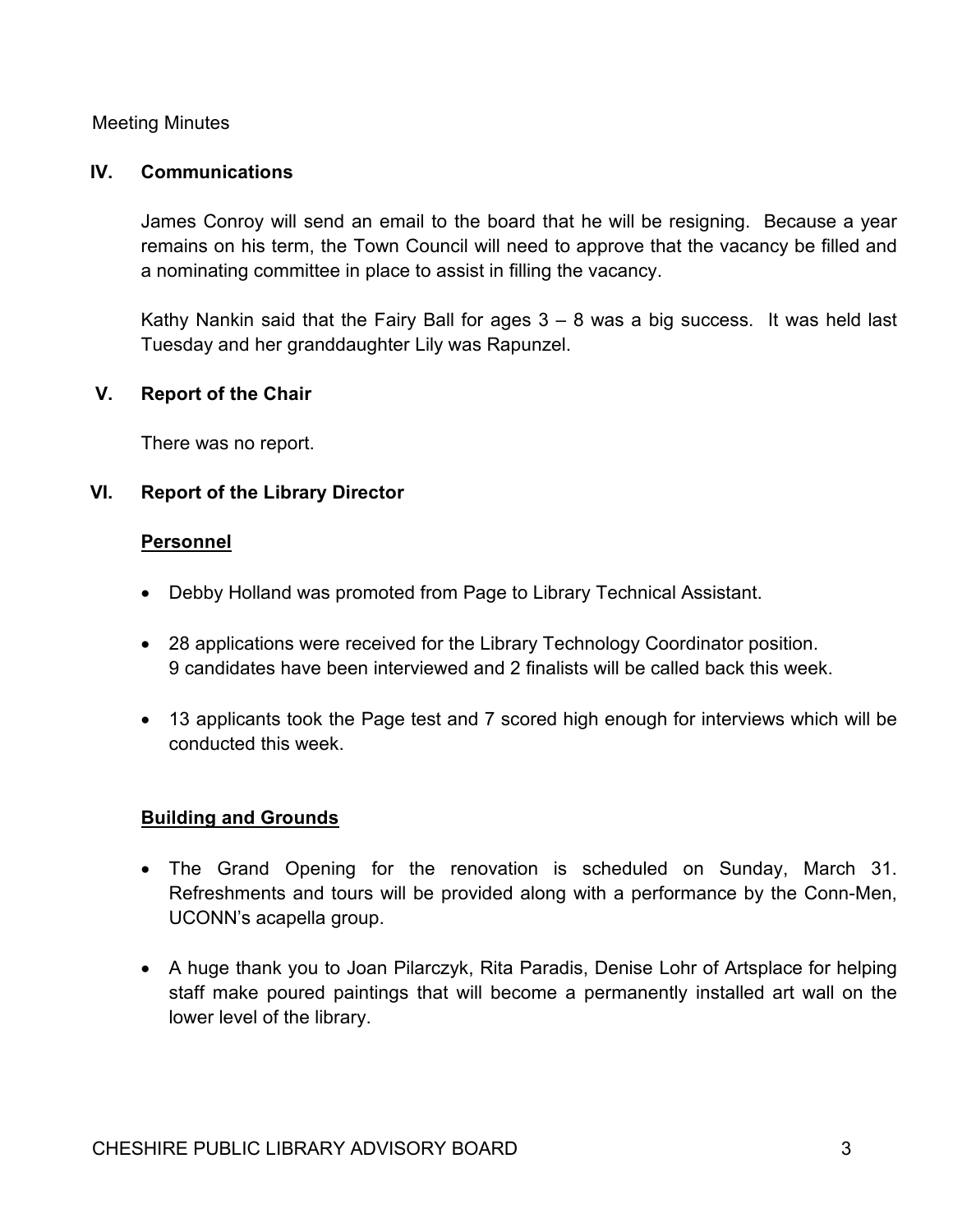Meeting Minutes

## IV. Communications

James Conroy will send an email to the board that he will be resigning. Because a year remains on his term, the Town Council will need to approve that the vacancy be filled and a nominating committee in place to assist in filling the vacancy.

Kathy Nankin said that the Fairy Ball for ages 3 – 8 was a big success. It was held last Tuesday and her granddaughter Lily was Rapunzel.

## V. Report of the Chair

There was no report.

## VI. Report of the Library Director

### Personnel

- Debby Holland was promoted from Page to Library Technical Assistant.
- 28 applications were received for the Library Technology Coordinator position. 9 candidates have been interviewed and 2 finalists will be called back this week.
- 13 applicants took the Page test and 7 scored high enough for interviews which will be conducted this week.

### Building and Grounds

- The Grand Opening for the renovation is scheduled on Sunday, March 31. Refreshments and tours will be provided along with a performance by the Conn-Men, UCONN's acapella group.
- A huge thank you to Joan Pilarczyk, Rita Paradis, Denise Lohr of Artsplace for helping staff make poured paintings that will become a permanently installed art wall on the lower level of the library.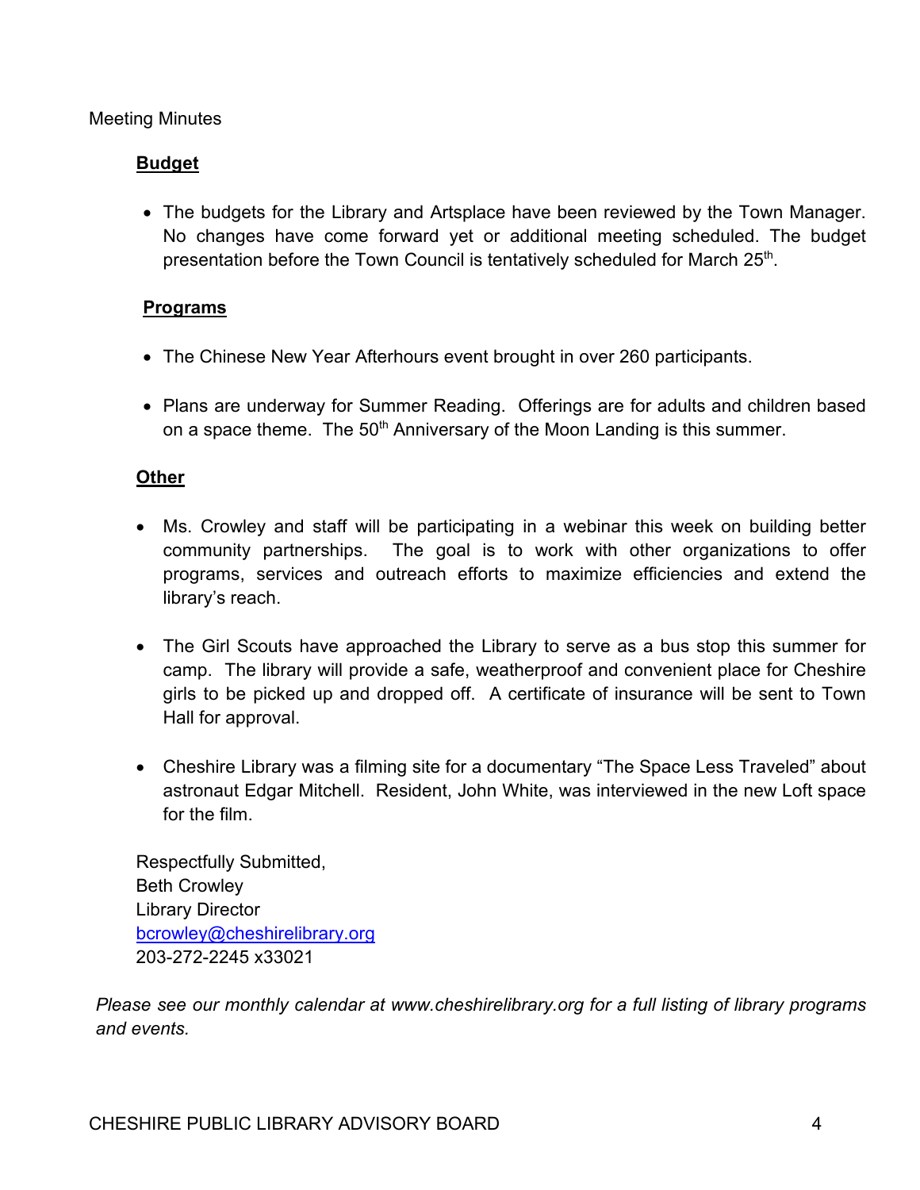Meeting Minutes

**Budget**

- The budgets for the Library and Artsplace have been reviewed by the Town Manager. No changes have come forward yet or additional meeting scheduled. The budget presentation before the Town Council is tentatively scheduled for March 25th.

**Programs**

- The Chinese New Year Afterhours event brought in over 260 participants.

- Plans are underway for Summer Reading. Offerings are for adults and children based on a space theme. The 50th Anniversary of the Moon Landing is this summer.

**Other**

- Ms. Crowley and staff will be participating in a webinar this week on building better community partnerships. The goal is to work with other organizations to offer programs, services and outreach efforts to maximize efficiencies and extend the library's reach.

- The Girl Scouts have approached the Library to serve as a bus stop this summer for camp. The library will provide a safe, weatherproof and convenient place for Cheshire girls to be picked up and dropped off. A certificate of insurance will be sent to Town Hall for approval.

- Cheshire Library was a filming site for a documentary "The Space Less Traveled" about astronaut Edgar Mitchell. Resident, John White, was interviewed in the new Loft space for the film.

Respectfully Submitted,
Beth Crowley
Library Director
bcrowley@cheshirelibrary.org
203-272-2245 x33021

*Please see our monthly calendar at www.cheshirelibrary.org for a full listing of library programs and events.*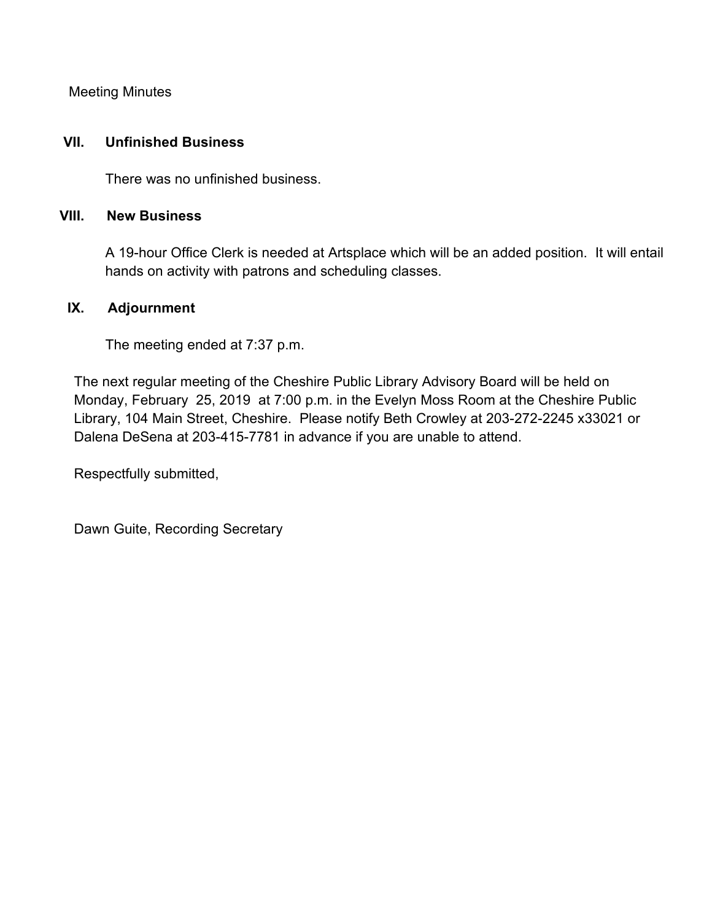Meeting Minutes

## VII. Unfinished Business

There was no unfinished business.

## VIII. New Business

A 19-hour Office Clerk is needed at Artsplace which will be an added position. It will entail hands on activity with patrons and scheduling classes.

## IX. Adjournment

The meeting ended at 7:37 p.m.

The next regular meeting of the Cheshire Public Library Advisory Board will be held on Monday, February 25, 2019 at 7:00 p.m. in the Evelyn Moss Room at the Cheshire Public Library, 104 Main Street, Cheshire. Please notify Beth Crowley at 203-272-2245 x33021 or Dalena DeSena at 203-415-7781 in advance if you are unable to attend.

Respectfully submitted,

Dawn Guite, Recording Secretary